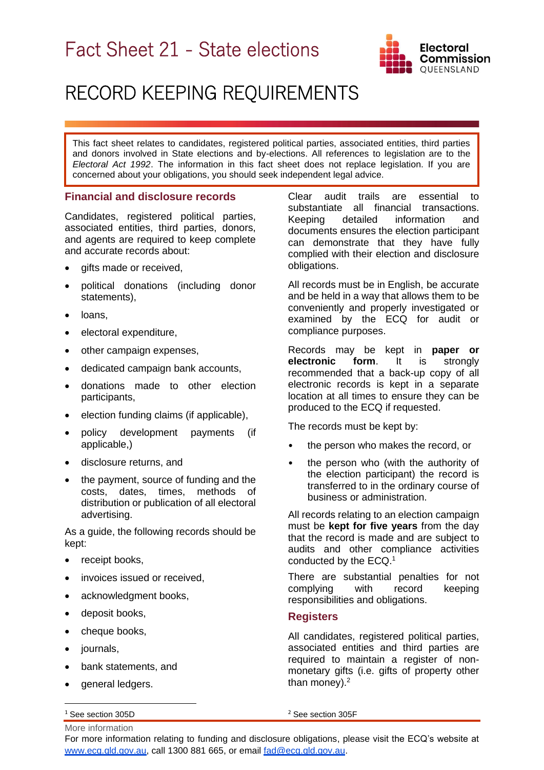# Fact Sheet 21 - State elections

# RECORD KEEPING REQUIREMENTS

This fact sheet relates to candidates, registered political parties, associated entities, third parties and donors involved in State elections and by-elections. All references to legislation are to the *Electoral Act 1992*. The information in this fact sheet does not replace legislation. If you are concerned about your obligations, you should seek independent legal advice.

## Financial and disclosure records

Candidates, registered political parties, associated entities, third parties, donors, and agents are required to keep complete and accurate records about:

- gifts made or received,
- political donations (including donor statements),
- loans,
- electoral expenditure,
- other campaign expenses,
- dedicated campaign bank accounts,
- donations made to other election participants,
- election funding claims (if applicable),
- policy development payments (if applicable,)
- disclosure returns, and
- the payment, source of funding and the costs, dates, times, methods of distribution or publication of all electoral advertising.

As a guide, the following records should be kept:

- receipt books,
- invoices issued or received,
- acknowledgment books,
- deposit books,
- cheque books,
- journals,
- bank statements, and
- general ledgers.

Clear audit trails are essential to substantiate all financial transactions. Keeping detailed information and documents ensures the election participant can demonstrate that they have fully complied with their election and disclosure obligations.

All records must be in English, be accurate and be held in a way that allows them to be conveniently and properly investigated or examined by the ECQ for audit or compliance purposes.

Records may be kept in **paper or electronic form**. It is strongly recommended that a back-up copy of all electronic records is kept in a separate location at all times to ensure they can be produced to the ECQ if requested.

The records must be kept by:

- the person who makes the record, or
- the person who (with the authority of the election participant) the record is transferred to in the ordinary course of business or administration.

All records relating to an election campaign must be **kept for five years** from the day that the record is made and are subject to audits and other compliance activities conducted by the ECQ.[1]

There are substantial penalties for not complying with record keeping responsibilities and obligations.

## Registers

All candidates, registered political parties, associated entities and third parties are required to maintain a register of non-monetary gifts (i.e. gifts of property other than money).[2]

[1] See section 305D

[2] See section 305F

More information

For more information relating to funding and disclosure obligations, please visit the ECQ's website at www.ecq.qld.gov.au, call 1300 881 665, or email fad@ecq.qld.gov.au.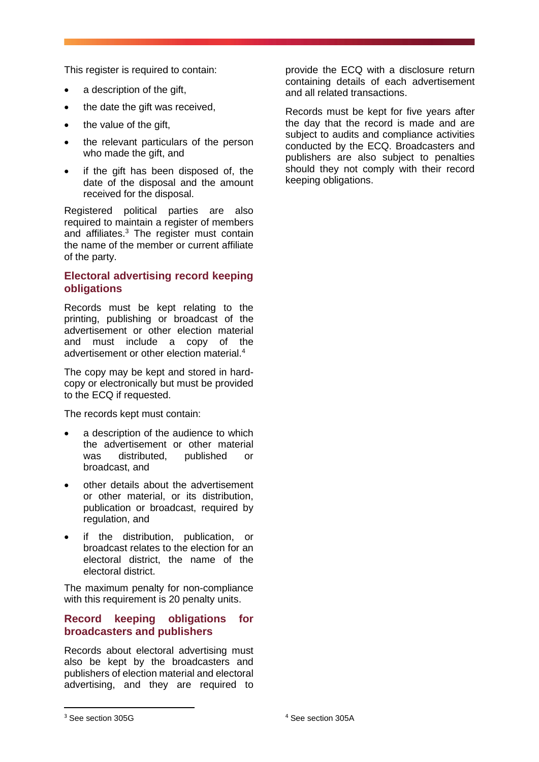This register is required to contain:

- a description of the gift,
- the date the gift was received,
- the value of the gift,
- the relevant particulars of the person who made the gift, and
- if the gift has been disposed of, the date of the disposal and the amount received for the disposal.

Registered political parties are also required to maintain a register of members and affiliates.[3] The register must contain the name of the member or current affiliate of the party.

### Electoral advertising record keeping obligations

Records must be kept relating to the printing, publishing or broadcast of the advertisement or other election material and must include a copy of the advertisement or other election material.[4]

The copy may be kept and stored in hard-copy or electronically but must be provided to the ECQ if requested.

The records kept must contain:

- a description of the audience to which the advertisement or other material was distributed, published or broadcast, and
- other details about the advertisement or other material, or its distribution, publication or broadcast, required by regulation, and
- if the distribution, publication, or broadcast relates to the election for an electoral district, the name of the electoral district.

The maximum penalty for non-compliance with this requirement is 20 penalty units.

### Record keeping obligations for broadcasters and publishers

Records about electoral advertising must also be kept by the broadcasters and publishers of election material and electoral advertising, and they are required to provide the ECQ with a disclosure return containing details of each advertisement and all related transactions.

Records must be kept for five years after the day that the record is made and are subject to audits and compliance activities conducted by the ECQ. Broadcasters and publishers are also subject to penalties should they not comply with their record keeping obligations.

---

[3] See section 305G

[4] See section 305A